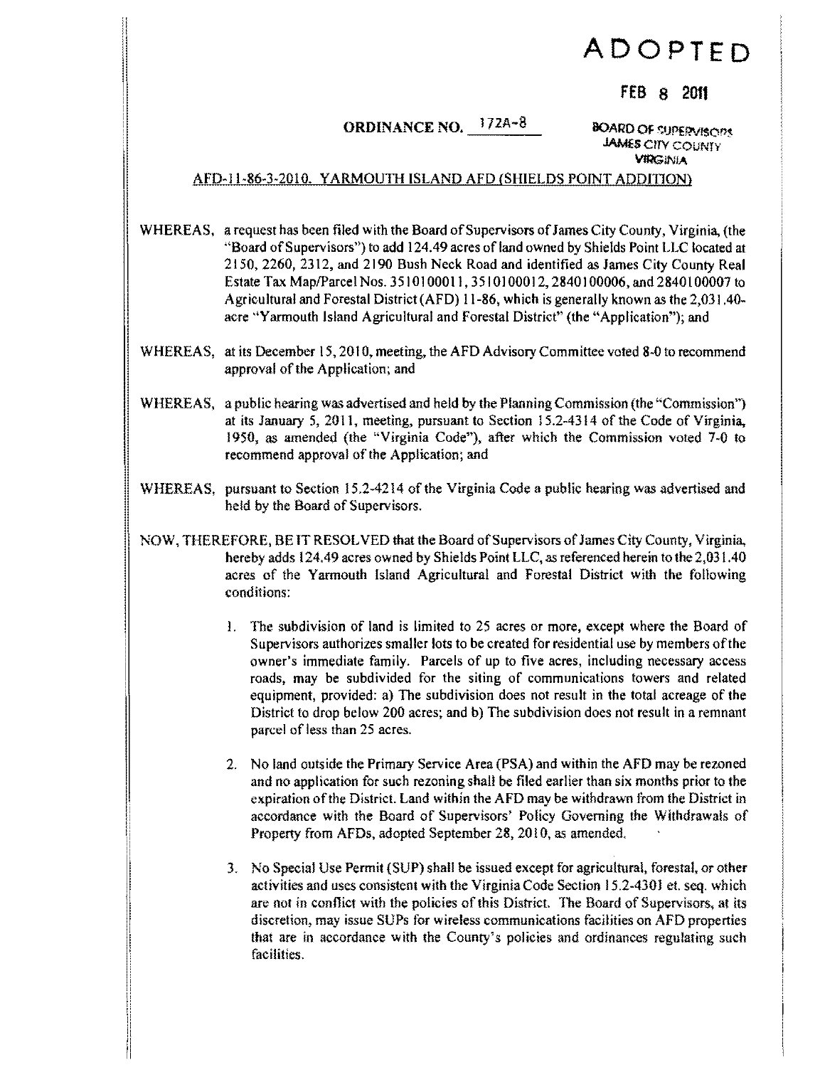# ADOPTED

FEB 8 2011

**ORDINANCE NO.** 172A-8

BOARD OF SUPERVISORS
JAMES CITY COUNTY
VIRGINIA

AFD-11-86-3-2010. YARMOUTH ISLAND AFD (SHIELDS POINT ADDITION)

WHEREAS, a request has been filed with the Board of Supervisors of James City County, Virginia, (the "Board of Supervisors") to add 124.49 acres of land owned by Shields Point LLC located at 2150, 2260, 2312, and 2190 Bush Neck Road and identified as James City County Real Estate Tax Map/Parcel Nos. 3510100011, 3510100012, 2840100006, and 2840100007 to Agricultural and Forestal District (AFD) 11-86, which is generally known as the 2,031.40-acre "Yarmouth Island Agricultural and Forestal District" (the "Application"); and

WHEREAS, at its December 15, 2010, meeting, the AFD Advisory Committee voted 8-0 to recommend approval of the Application; and

WHEREAS, a public hearing was advertised and held by the Planning Commission (the "Commission") at its January 5, 2011, meeting, pursuant to Section 15.2-4314 of the Code of Virginia, 1950, as amended (the "Virginia Code"), after which the Commission voted 7-0 to recommend approval of the Application; and

WHEREAS, pursuant to Section 15.2-4214 of the Virginia Code a public hearing was advertised and held by the Board of Supervisors.

NOW, THEREFORE, BE IT RESOLVED that the Board of Supervisors of James City County, Virginia, hereby adds 124.49 acres owned by Shields Point LLC, as referenced herein to the 2,031.40 acres of the Yarmouth Island Agricultural and Forestal District with the following conditions:

1. The subdivision of land is limited to 25 acres or more, except where the Board of Supervisors authorizes smaller lots to be created for residential use by members of the owner's immediate family. Parcels of up to five acres, including necessary access roads, may be subdivided for the siting of communications towers and related equipment, provided: a) The subdivision does not result in the total acreage of the District to drop below 200 acres; and b) The subdivision does not result in a remnant parcel of less than 25 acres.

2. No land outside the Primary Service Area (PSA) and within the AFD may be rezoned and no application for such rezoning shall be filed earlier than six months prior to the expiration of the District. Land within the AFD may be withdrawn from the District in accordance with the Board of Supervisors' Policy Governing the Withdrawals of Property from AFDs, adopted September 28, 2010, as amended.

3. No Special Use Permit (SUP) shall be issued except for agricultural, forestal, or other activities and uses consistent with the Virginia Code Section 15.2-4301 et. seq. which are not in conflict with the policies of this District. The Board of Supervisors, at its discretion, may issue SUPs for wireless communications facilities on AFD properties that are in accordance with the County's policies and ordinances regulating such facilities.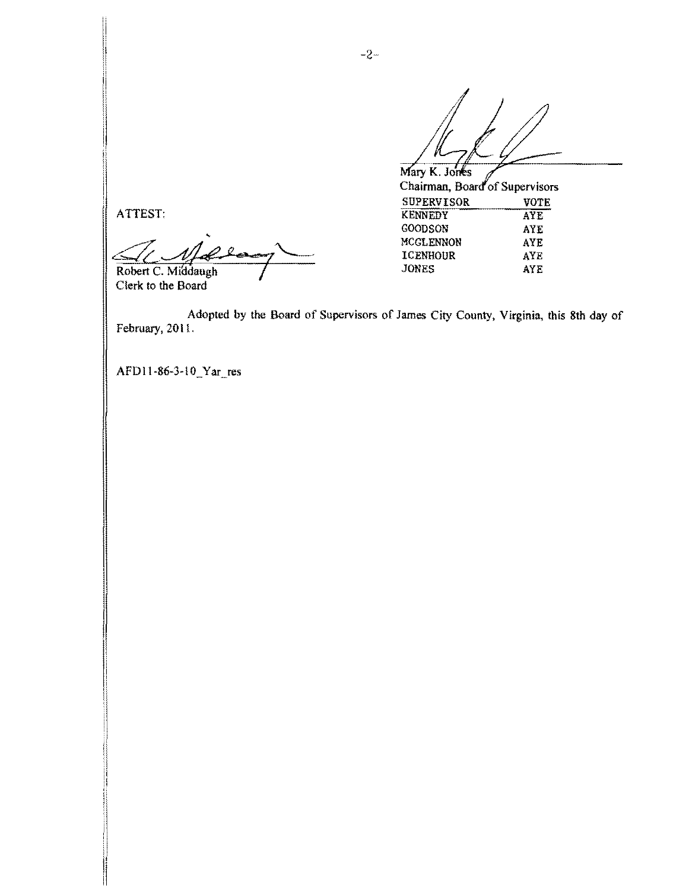Mary K. Jones
Chairman, Board of Supervisors

| SUPERVISOR | VOTE |
|---|---|
| KENNEDY | AYE |
| GOODSON | AYE |
| MCGLENNON | AYE |
| ICENHOUR | AYE |
| JONES | AYE |

ATTEST:

Robert C. Middaugh
Clerk to the Board

Adopted by the Board of Supervisors of James City County, Virginia, this 8th day of February, 2011.

AFD11-86-3-10_Yar_res